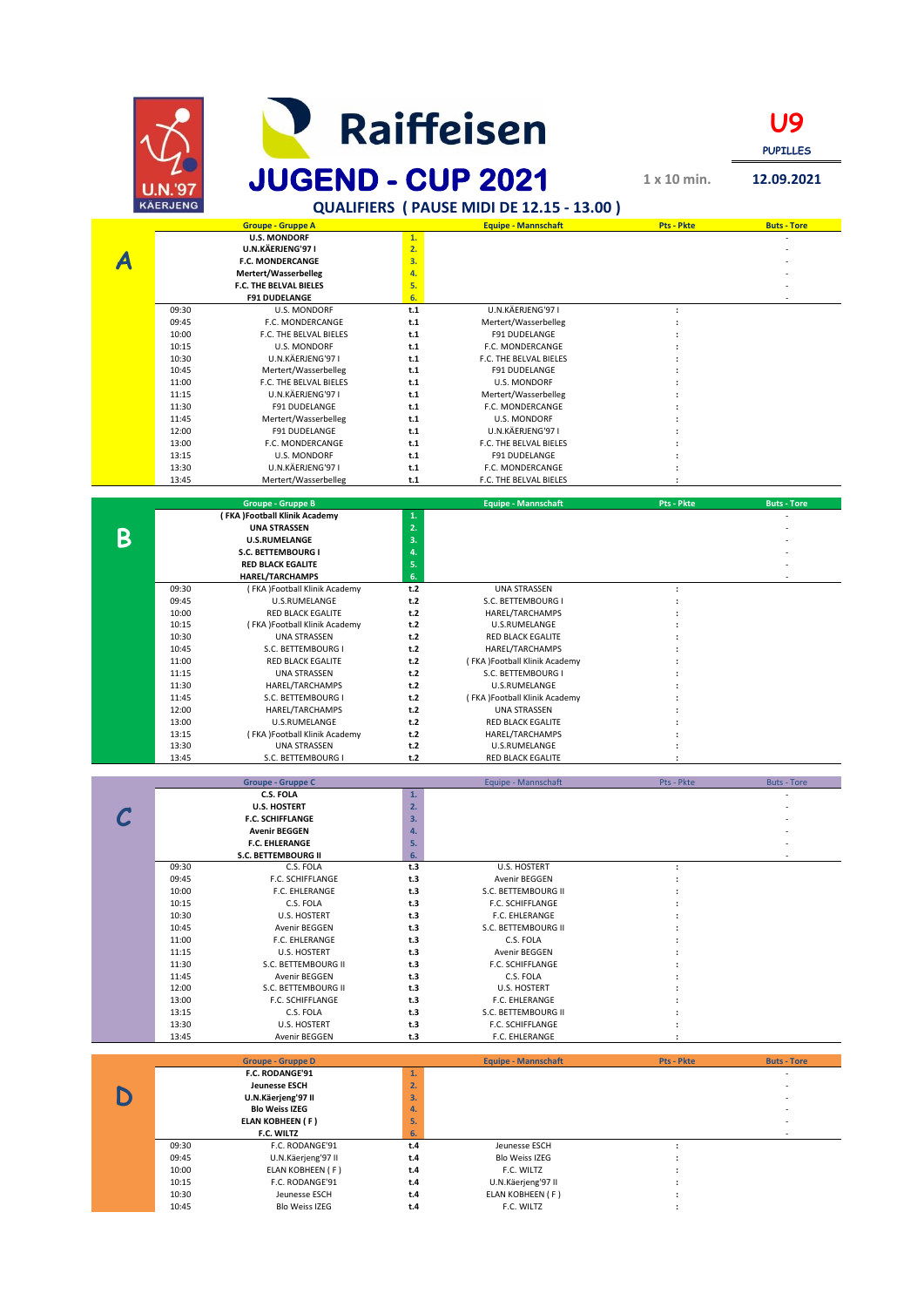U.N.'97 KÄERJENG

# Raiffeisen JUGEND - CUP 2021

**U9** PUPILLES

1 x 10 min. | **12.09.2021**

## QUALIFIERS ( PAUSE MIDI DE 12.15 - 13.00 )

### A

| | Groupe - Gruppe A | | Equipe - Mannschaft | Pts - Pkte | Buts - Tore |
|---|---|---|---|---|---|
| | **U.S. MONDORF** | 1. | | | - |
| | **U.N.KÄERJENG'97 I** | 2. | | | - |
| | **F.C. MONDERCANGE** | 3. | | | - |
| | **Mertert/Wasserbelleg** | 4. | | | - |
| | **F.C. THE BELVAL BIELES** | 5. | | | - |
| | **F91 DUDELANGE** | 6. | | | - |
| 09:30 | U.S. MONDORF | t.1 | U.N.KÄERJENG'97 I | : | |
| 09:45 | F.C. MONDERCANGE | t.1 | Mertert/Wasserbelleg | : | |
| 10:00 | F.C. THE BELVAL BIELES | t.1 | F91 DUDELANGE | : | |
| 10:15 | U.S. MONDORF | t.1 | F.C. MONDERCANGE | : | |
| 10:30 | U.N.KÄERJENG'97 I | t.1 | F.C. THE BELVAL BIELES | : | |
| 10:45 | Mertert/Wasserbelleg | t.1 | F91 DUDELANGE | : | |
| 11:00 | F.C. THE BELVAL BIELES | t.1 | U.S. MONDORF | : | |
| 11:15 | U.N.KÄERJENG'97 I | t.1 | Mertert/Wasserbelleg | : | |
| 11:30 | F91 DUDELANGE | t.1 | F.C. MONDERCANGE | : | |
| 11:45 | Mertert/Wasserbelleg | t.1 | U.S. MONDORF | : | |
| 12:00 | F91 DUDELANGE | t.1 | U.N.KÄERJENG'97 I | : | |
| 13:00 | F.C. MONDERCANGE | t.1 | F.C. THE BELVAL BIELES | : | |
| 13:15 | U.S. MONDORF | t.1 | F91 DUDELANGE | : | |
| 13:30 | U.N.KÄERJENG'97 I | t.1 | F.C. MONDERCANGE | : | |
| 13:45 | Mertert/Wasserbelleg | t.1 | F.C. THE BELVAL BIELES | : | |

### B

| | Groupe - Gruppe B | | Equipe - Mannschaft | Pts - Pkte | Buts - Tore |
|---|---|---|---|---|---|
| | **( FKA )Football Klinik Academy** | 1. | | | - |
| | **UNA STRASSEN** | 2. | | | - |
| | **U.S.RUMELANGE** | 3. | | | - |
| | **S.C. BETTEMBOURG I** | 4. | | | - |
| | **RED BLACK EGALITE** | 5. | | | - |
| | **HAREL/TARCHAMPS** | 6. | | | - |
| 09:30 | ( FKA )Football Klinik Academy | t.2 | UNA STRASSEN | : | |
| 09:45 | U.S.RUMELANGE | t.2 | S.C. BETTEMBOURG I | : | |
| 10:00 | RED BLACK EGALITE | t.2 | HAREL/TARCHAMPS | : | |
| 10:15 | ( FKA )Football Klinik Academy | t.2 | U.S.RUMELANGE | : | |
| 10:30 | UNA STRASSEN | t.2 | RED BLACK EGALITE | : | |
| 10:45 | S.C. BETTEMBOURG I | t.2 | HAREL/TARCHAMPS | : | |
| 11:00 | RED BLACK EGALITE | t.2 | ( FKA )Football Klinik Academy | : | |
| 11:15 | UNA STRASSEN | t.2 | S.C. BETTEMBOURG I | : | |
| 11:30 | HAREL/TARCHAMPS | t.2 | U.S.RUMELANGE | : | |
| 11:45 | S.C. BETTEMBOURG I | t.2 | ( FKA )Football Klinik Academy | : | |
| 12:00 | HAREL/TARCHAMPS | t.2 | UNA STRASSEN | : | |
| 13:00 | U.S.RUMELANGE | t.2 | RED BLACK EGALITE | : | |
| 13:15 | ( FKA )Football Klinik Academy | t.2 | HAREL/TARCHAMPS | : | |
| 13:30 | UNA STRASSEN | t.2 | U.S.RUMELANGE | : | |
| 13:45 | S.C. BETTEMBOURG I | t.2 | RED BLACK EGALITE | : | |

### C

| | Groupe - Gruppe C | | Equipe - Mannschaft | Pts - Pkte | Buts - Tore |
|---|---|---|---|---|---|
| | **C.S. FOLA** | 1. | | | - |
| | **U.S. HOSTERT** | 2. | | | - |
| | **F.C. SCHIFFLANGE** | 3. | | | - |
| | **Avenir BEGGEN** | 4. | | | - |
| | **F.C. EHLERANGE** | 5. | | | - |
| | **S.C. BETTEMBOURG II** | 6. | | | - |
| 09:30 | C.S. FOLA | t.3 | U.S. HOSTERT | : | |
| 09:45 | F.C. SCHIFFLANGE | t.3 | Avenir BEGGEN | : | |
| 10:00 | F.C. EHLERANGE | t.3 | S.C. BETTEMBOURG II | : | |
| 10:15 | C.S. FOLA | t.3 | F.C. SCHIFFLANGE | : | |
| 10:30 | U.S. HOSTERT | t.3 | F.C. EHLERANGE | : | |
| 10:45 | Avenir BEGGEN | t.3 | S.C. BETTEMBOURG II | : | |
| 11:00 | F.C. EHLERANGE | t.3 | C.S. FOLA | : | |
| 11:15 | U.S. HOSTERT | t.3 | Avenir BEGGEN | : | |
| 11:30 | S.C. BETTEMBOURG II | t.3 | F.C. SCHIFFLANGE | : | |
| 11:45 | Avenir BEGGEN | t.3 | C.S. FOLA | : | |
| 12:00 | S.C. BETTEMBOURG II | t.3 | U.S. HOSTERT | : | |
| 13:00 | F.C. SCHIFFLANGE | t.3 | F.C. EHLERANGE | : | |
| 13:15 | C.S. FOLA | t.3 | S.C. BETTEMBOURG II | : | |
| 13:30 | U.S. HOSTERT | t.3 | F.C. SCHIFFLANGE | : | |
| 13:45 | Avenir BEGGEN | t.3 | F.C. EHLERANGE | : | |

### D

| | Groupe - Gruppe D | | Equipe - Mannschaft | Pts - Pkte | Buts - Tore |
|---|---|---|---|---|---|
| | **F.C. RODANGE'91** | 1. | | | - |
| | **Jeunesse ESCH** | 2. | | | - |
| | **U.N.Käerjeng'97 II** | 3. | | | - |
| | **Blo Weiss IZEG** | 4. | | | - |
| | **ELAN KOBHEEN ( F )** | 5. | | | - |
| | **F.C. WILTZ** | 6. | | | - |
| 09:30 | F.C. RODANGE'91 | t.4 | Jeunesse ESCH | : | |
| 09:45 | U.N.Käerjeng'97 II | t.4 | Blo Weiss IZEG | : | |
| 10:00 | ELAN KOBHEEN ( F ) | t.4 | F.C. WILTZ | : | |
| 10:15 | F.C. RODANGE'91 | t.4 | U.N.Käerjeng'97 II | : | |
| 10:30 | Jeunesse ESCH | t.4 | ELAN KOBHEEN ( F ) | : | |
| 10:45 | Blo Weiss IZEG | t.4 | F.C. WILTZ | : | |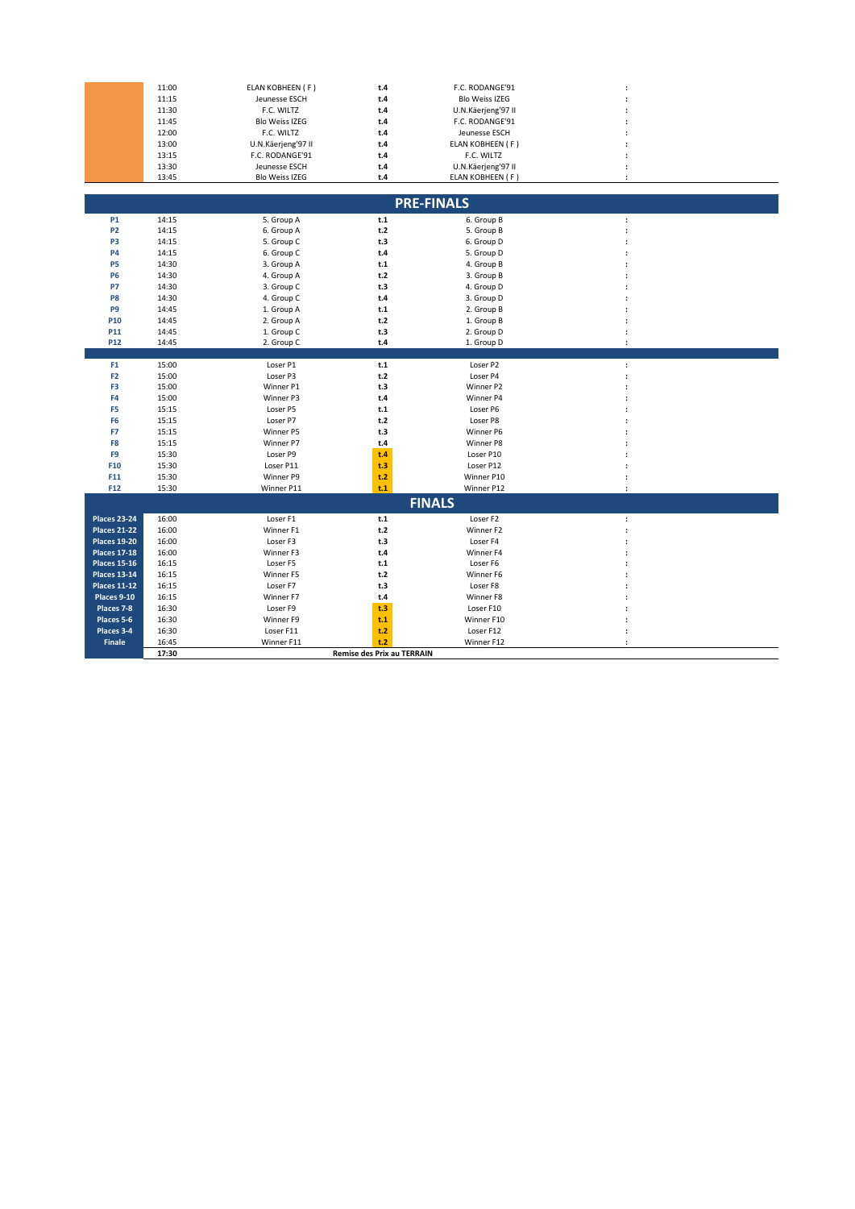| | | | | | |
|---|---|---|---|---|---|
| | 11:00 | ELAN KOBHEEN ( F ) | t.4 | F.C. RODANGE'91 | : |
| | 11:15 | Jeunesse ESCH | t.4 | Blo Weiss IZEG | : |
| | 11:30 | F.C. WILTZ | t.4 | U.N.Käerjeng'97 II | : |
| | 11:45 | Blo Weiss IZEG | t.4 | F.C. RODANGE'91 | : |
| | 12:00 | F.C. WILTZ | t.4 | Jeunesse ESCH | : |
| | 13:00 | U.N.Käerjeng'97 II | t.4 | ELAN KOBHEEN ( F ) | : |
| | 13:15 | F.C. RODANGE'91 | t.4 | F.C. WILTZ | : |
| | 13:30 | Jeunesse ESCH | t.4 | U.N.Käerjeng'97 II | : |
| | 13:45 | Blo Weiss IZEG | t.4 | ELAN KOBHEEN ( F ) | : |

## PRE-FINALS

| | | | | | |
|---|---|---|---|---|---|
| **P1** | 14:15 | 5. Group A | t.1 | 6. Group B | : |
| **P2** | 14:15 | 6. Group A | t.2 | 5. Group B | : |
| **P3** | 14:15 | 5. Group C | t.3 | 6. Group D | : |
| **P4** | 14:15 | 6. Group C | t.4 | 5. Group D | : |
| **P5** | 14:30 | 3. Group A | t.1 | 4. Group B | : |
| **P6** | 14:30 | 4. Group A | t.2 | 3. Group B | : |
| **P7** | 14:30 | 3. Group C | t.3 | 4. Group D | : |
| **P8** | 14:30 | 4. Group C | t.4 | 3. Group D | : |
| **P9** | 14:45 | 1. Group A | t.1 | 2. Group B | : |
| **P10** | 14:45 | 2. Group A | t.2 | 1. Group B | : |
| **P11** | 14:45 | 1. Group C | t.3 | 2. Group D | : |
| **P12** | 14:45 | 2. Group C | t.4 | 1. Group D | : |
| **F1** | 15:00 | Loser P1 | t.1 | Loser P2 | : |
| **F2** | 15:00 | Loser P3 | t.2 | Loser P4 | : |
| **F3** | 15:00 | Winner P1 | t.3 | Winner P2 | : |
| **F4** | 15:00 | Winner P3 | t.4 | Winner P4 | : |
| **F5** | 15:15 | Loser P5 | t.1 | Loser P6 | : |
| **F6** | 15:15 | Loser P7 | t.2 | Loser P8 | : |
| **F7** | 15:15 | Winner P5 | t.3 | Winner P6 | : |
| **F8** | 15:15 | Winner P7 | t.4 | Winner P8 | : |
| **F9** | 15:30 | Loser P9 | t.4 | Loser P10 | : |
| **F10** | 15:30 | Loser P11 | t.3 | Loser P12 | : |
| **F11** | 15:30 | Winner P9 | t.2 | Winner P10 | : |
| **F12** | 15:30 | Winner P11 | t.1 | Winner P12 | : |

## FINALS

| | | | | | |
|---|---|---|---|---|---|
| **Places 23-24** | 16:00 | Loser F1 | t.1 | Loser F2 | : |
| **Places 21-22** | 16:00 | Winner F1 | t.2 | Winner F2 | : |
| **Places 19-20** | 16:00 | Loser F3 | t.3 | Loser F4 | : |
| **Places 17-18** | 16:00 | Winner F3 | t.4 | Winner F4 | : |
| **Places 15-16** | 16:15 | Loser F5 | t.1 | Loser F6 | : |
| **Places 13-14** | 16:15 | Winner F5 | t.2 | Winner F6 | : |
| **Places 11-12** | 16:15 | Loser F7 | t.3 | Loser F8 | : |
| **Places 9-10** | 16:15 | Winner F7 | t.4 | Winner F8 | : |
| **Places 7-8** | 16:30 | Loser F9 | t.3 | Loser F10 | : |
| **Places 5-6** | 16:30 | Winner F9 | t.1 | Winner F10 | : |
| **Places 3-4** | 16:30 | Loser F11 | t.2 | Loser F12 | : |
| **Finale** | 16:45 | Winner F11 | t.2 | Winner F12 | : |
| | **17:30** | | **Remise des Prix au TERRAIN** | | |